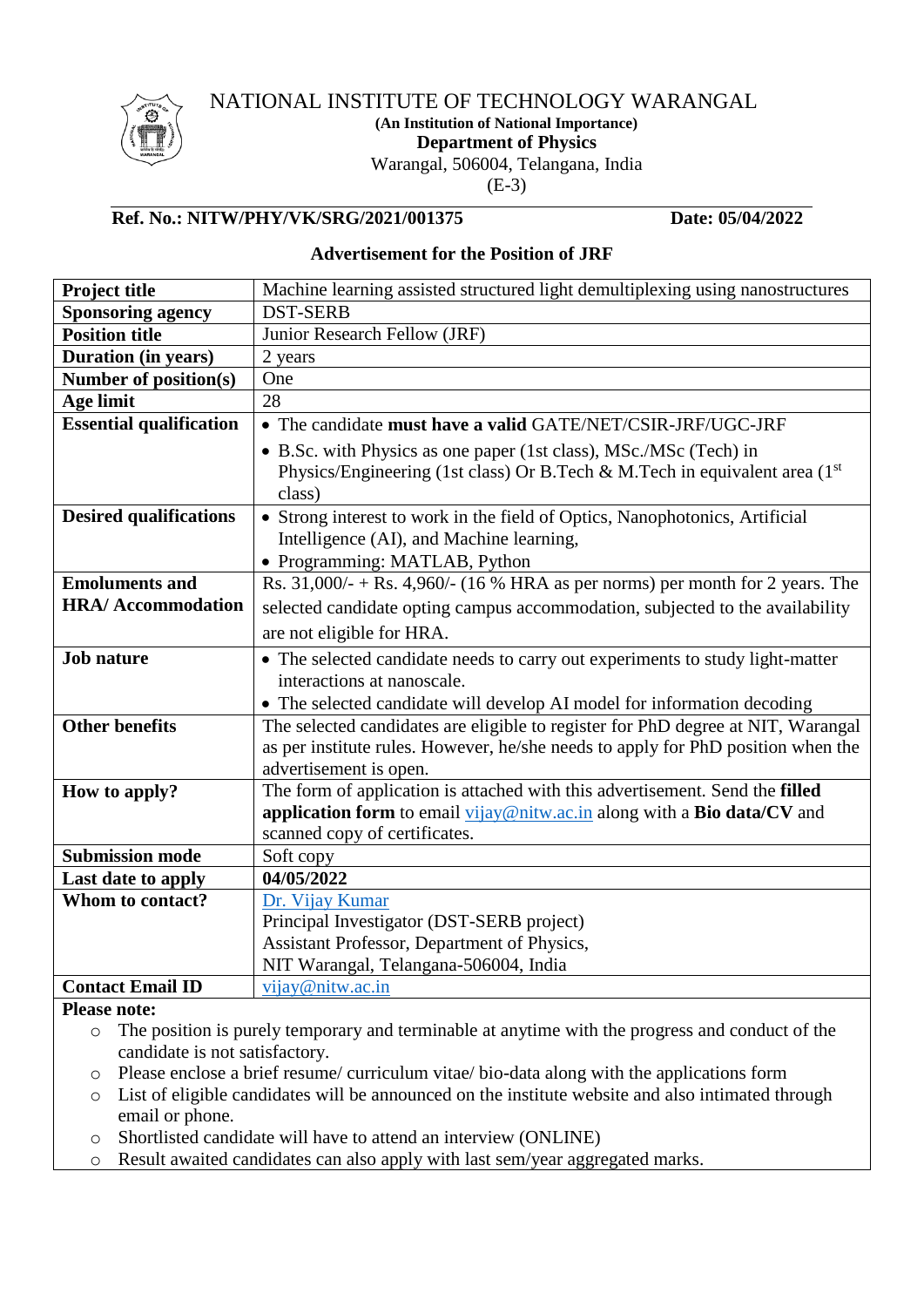# NATIONAL INSTITUTE OF TECHNOLOGY WARANGAL

**(An Institution of National Importance)**

**Department of Physics**

Warangal, 506004, Telangana, India

(E-3)

**Ref. No.: NITW/PHY/VK/SRG/2021/001375** **Date: 05/04/2022**

## Advertisement for the Position of JRF

| | |
|---|---|
| **Project title** | Machine learning assisted structured light demultiplexing using nanostructures |
| **Sponsoring agency** | DST-SERB |
| **Position title** | Junior Research Fellow (JRF) |
| **Duration (in years)** | 2 years |
| **Number of position(s)** | One |
| **Age limit** | 28 |
| **Essential qualification** | • The candidate **must have a valid** GATE/NET/CSIR-JRF/UGC-JRF<br>• B.Sc. with Physics as one paper (1st class), MSc./MSc (Tech) in Physics/Engineering (1st class) Or B.Tech & M.Tech in equivalent area (1st class) |
| **Desired qualifications** | • Strong interest to work in the field of Optics, Nanophotonics, Artificial Intelligence (AI), and Machine learning,<br>• Programming: MATLAB, Python |
| **Emoluments and HRA/ Accommodation** | Rs. 31,000/- + Rs. 4,960/- (16 % HRA as per norms) per month for 2 years. The selected candidate opting campus accommodation, subjected to the availability are not eligible for HRA. |
| **Job nature** | • The selected candidate needs to carry out experiments to study light-matter interactions at nanoscale.<br>• The selected candidate will develop AI model for information decoding |
| **Other benefits** | The selected candidates are eligible to register for PhD degree at NIT, Warangal as per institute rules. However, he/she needs to apply for PhD position when the advertisement is open. |
| **How to apply?** | The form of application is attached with this advertisement. Send the **filled application form** to email vijay@nitw.ac.in along with a **Bio data/CV** and scanned copy of certificates. |
| **Submission mode** | Soft copy |
| **Last date to apply** | **04/05/2022** |
| **Whom to contact?** | Dr. Vijay Kumar<br>Principal Investigator (DST-SERB project)<br>Assistant Professor, Department of Physics,<br>NIT Warangal, Telangana-506004, India |
| **Contact Email ID** | vijay@nitw.ac.in |

**Please note:**

- The position is purely temporary and terminable at anytime with the progress and conduct of the candidate is not satisfactory.
- Please enclose a brief resume/ curriculum vitae/ bio-data along with the applications form
- List of eligible candidates will be announced on the institute website and also intimated through email or phone.
- Shortlisted candidate will have to attend an interview (ONLINE)
- Result awaited candidates can also apply with last sem/year aggregated marks.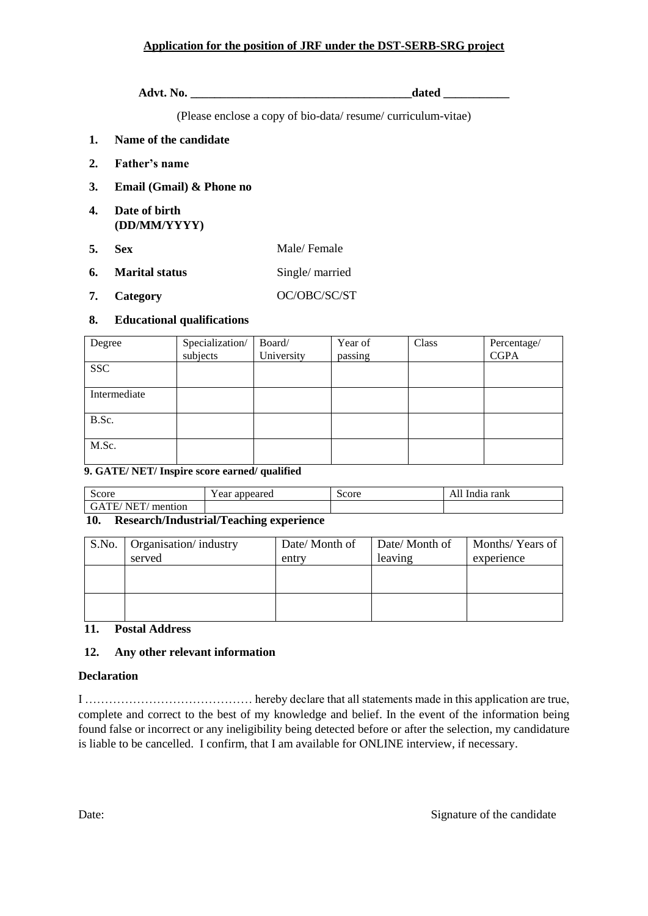## Application for the position of JRF under the DST-SERB-SRG project

**Advt. No. \_\_\_\_\_\_\_\_\_\_\_\_\_\_\_\_\_\_\_\_\_\_\_\_\_\_\_\_\_\_\_\_\_\_\_\_dated \_\_\_\_\_\_\_\_\_\_\_**

(Please enclose a copy of bio-data/ resume/ curriculum-vitae)

1. **Name of the candidate**
2. **Father's name**
3. **Email (Gmail) & Phone no**
4. **Date of birth (DD/MM/YYYY)**
5. **Sex** Male/ Female
6. **Marital status** Single/ married
7. **Category** OC/OBC/SC/ST
8. **Educational qualifications**

| Degree | Specialization/ subjects | Board/ University | Year of passing | Class | Percentage/ CGPA |
|---|---|---|---|---|---|
| SSC | | | | | |
| Intermediate | | | | | |
| B.Sc. | | | | | |
| M.Sc. | | | | | |

**9. GATE/ NET/ Inspire score earned/ qualified**

| Score | Year appeared | Score | All India rank |
|---|---|---|---|
| GATE/ NET/ mention | | | |

10. **Research/Industrial/Teaching experience**

| S.No. | Organisation/ industry served | Date/ Month of entry | Date/ Month of leaving | Months/ Years of experience |
|---|---|---|---|---|
| | | | | |
| | | | | |

11. **Postal Address**
12. **Any other relevant information**

**Declaration**

I …………………………………… hereby declare that all statements made in this application are true, complete and correct to the best of my knowledge and belief. In the event of the information being found false or incorrect or any ineligibility being detected before or after the selection, my candidature is liable to be cancelled. I confirm, that I am available for ONLINE interview, if necessary.

Date: Signature of the candidate